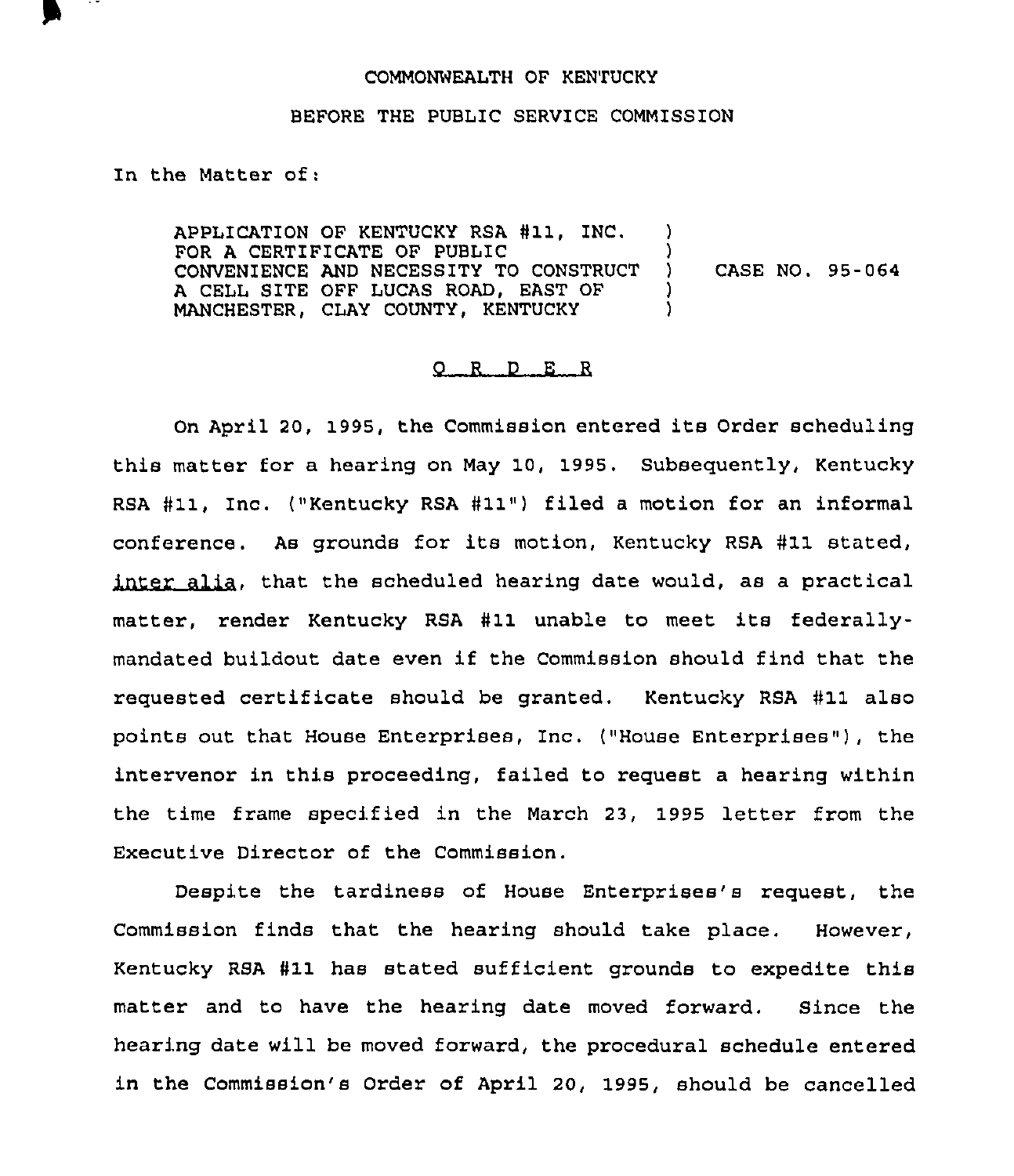COMMONWEALTH OF KENTUCKY

BEFORE THE PUBLIC SERVICE COMMISSION

In the Matter of:

| | | |
|---|---|---|
| APPLICATION OF KENTUCKY RSA #11, INC. FOR A CERTIFICATE OF PUBLIC CONVENIENCE AND NECESSITY TO CONSTRUCT A CELL SITE OFF LUCAS ROAD, EAST OF MANCHESTER, CLAY COUNTY, KENTUCKY | ) | CASE NO. 95-064 |

## O R D E R

On April 20, 1995, the Commission entered its Order scheduling this matter for a hearing on May 10, 1995. Subsequently, Kentucky RSA #11, Inc. ("Kentucky RSA #11") filed a motion for an informal conference. As grounds for its motion, Kentucky RSA #11 stated, *inter alia*, that the scheduled hearing date would, as a practical matter, render Kentucky RSA #11 unable to meet its federally-mandated buildout date even if the Commission should find that the requested certificate should be granted. Kentucky RSA #11 also points out that House Enterprises, Inc. ("House Enterprises"), the intervenor in this proceeding, failed to request a hearing within the time frame specified in the March 23, 1995 letter from the Executive Director of the Commission.

Despite the tardiness of House Enterprises's request, the Commission finds that the hearing should take place. However, Kentucky RSA #11 has stated sufficient grounds to expedite this matter and to have the hearing date moved forward. Since the hearing date will be moved forward, the procedural schedule entered in the Commission's Order of April 20, 1995, should be cancelled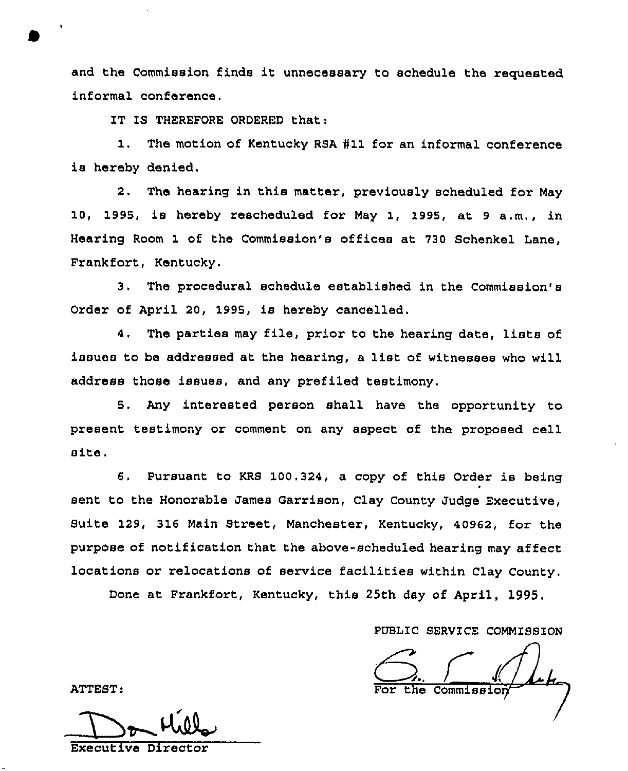and the Commission finds it unnecessary to schedule the requested informal conference.

IT IS THEREFORE ORDERED that:

1. The motion of Kentucky RSA #11 for an informal conference is hereby denied.

2. The hearing in this matter, previously scheduled for May 10, 1995, is hereby rescheduled for May 1, 1995, at 9 a.m., in Hearing Room 1 of the Commission's offices at 730 Schenkel Lane, Frankfort, Kentucky.

3. The procedural schedule established in the Commission's Order of April 20, 1995, is hereby cancelled.

4. The parties may file, prior to the hearing date, lists of issues to be addressed at the hearing, a list of witnesses who will address those issues, and any prefiled testimony.

5. Any interested person shall have the opportunity to present testimony or comment on any aspect of the proposed cell site.

6. Pursuant to KRS 100.324, a copy of this Order is being sent to the Honorable James Garrison, Clay County Judge Executive, Suite 129, 316 Main Street, Manchester, Kentucky, 40962, for the purpose of notification that the above-scheduled hearing may affect locations or relocations of service facilities within Clay County.

Done at Frankfort, Kentucky, this 25th day of April, 1995.

PUBLIC SERVICE COMMISSION

For the Commission

ATTEST:

Executive Director